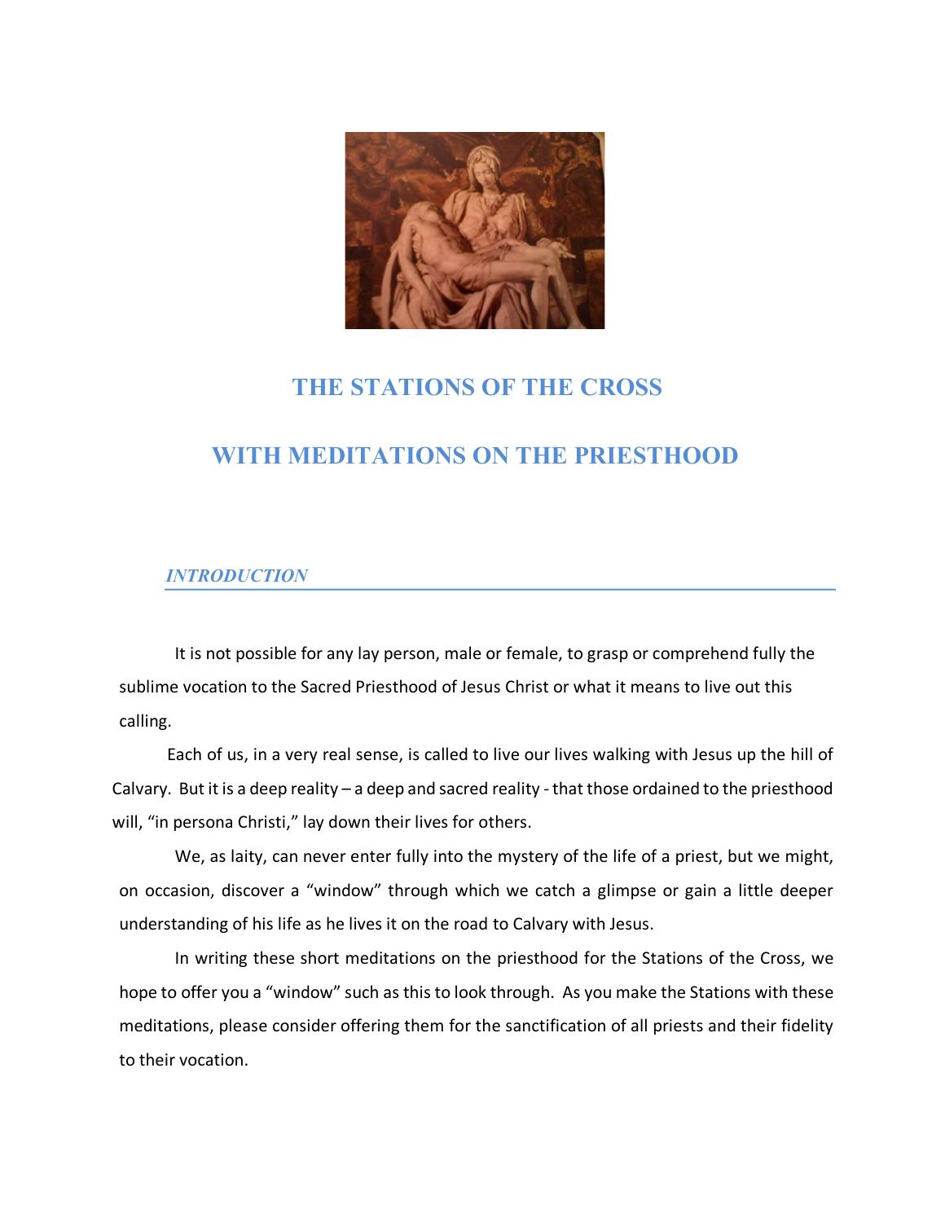# THE STATIONS OF THE CROSS

# WITH MEDITATIONS ON THE PRIESTHOOD

## *INTRODUCTION*

It is not possible for any lay person, male or female, to grasp or comprehend fully the sublime vocation to the Sacred Priesthood of Jesus Christ or what it means to live out this calling.

Each of us, in a very real sense, is called to live our lives walking with Jesus up the hill of Calvary. But it is a deep reality – a deep and sacred reality - that those ordained to the priesthood will, "in persona Christi," lay down their lives for others.

We, as laity, can never enter fully into the mystery of the life of a priest, but we might, on occasion, discover a "window" through which we catch a glimpse or gain a little deeper understanding of his life as he lives it on the road to Calvary with Jesus.

In writing these short meditations on the priesthood for the Stations of the Cross, we hope to offer you a "window" such as this to look through. As you make the Stations with these meditations, please consider offering them for the sanctification of all priests and their fidelity to their vocation.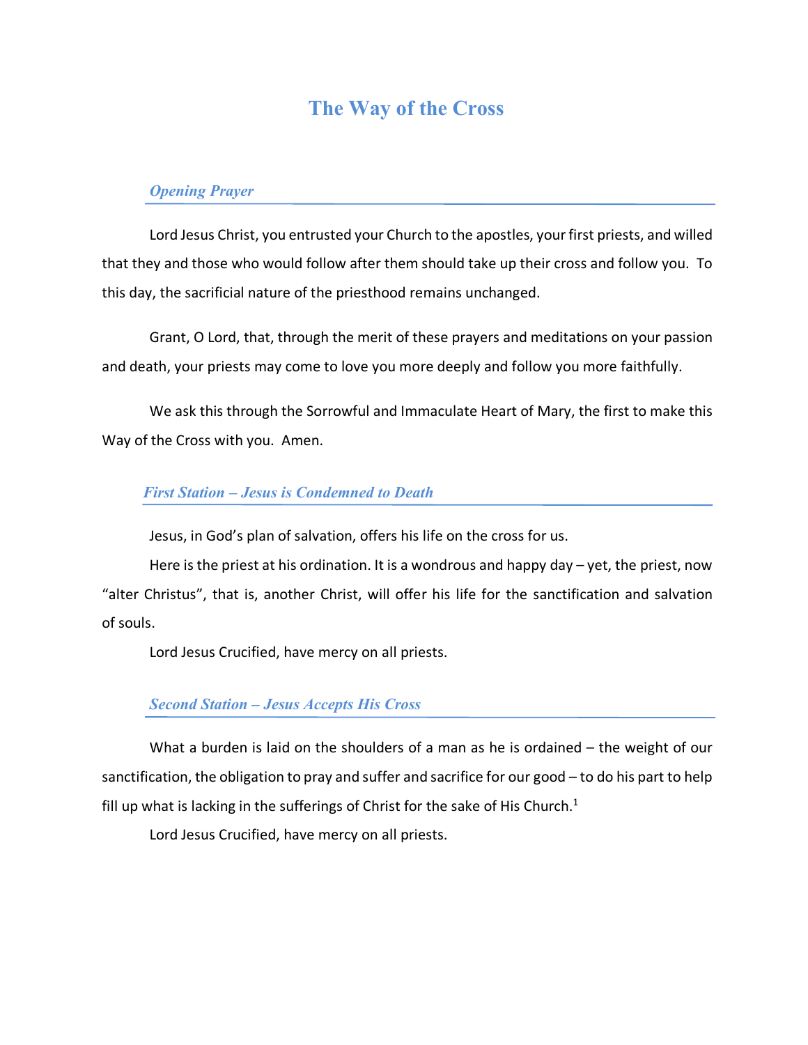# The Way of the Cross

## *Opening Prayer*

Lord Jesus Christ, you entrusted your Church to the apostles, your first priests, and willed that they and those who would follow after them should take up their cross and follow you. To this day, the sacrificial nature of the priesthood remains unchanged.

Grant, O Lord, that, through the merit of these prayers and meditations on your passion and death, your priests may come to love you more deeply and follow you more faithfully.

We ask this through the Sorrowful and Immaculate Heart of Mary, the first to make this Way of the Cross with you. Amen.

## *First Station – Jesus is Condemned to Death*

Jesus, in God's plan of salvation, offers his life on the cross for us.

Here is the priest at his ordination. It is a wondrous and happy day – yet, the priest, now "alter Christus", that is, another Christ, will offer his life for the sanctification and salvation of souls.

Lord Jesus Crucified, have mercy on all priests.

## *Second Station – Jesus Accepts His Cross*

What a burden is laid on the shoulders of a man as he is ordained – the weight of our sanctification, the obligation to pray and suffer and sacrifice for our good – to do his part to help fill up what is lacking in the sufferings of Christ for the sake of His Church.[1]

Lord Jesus Crucified, have mercy on all priests.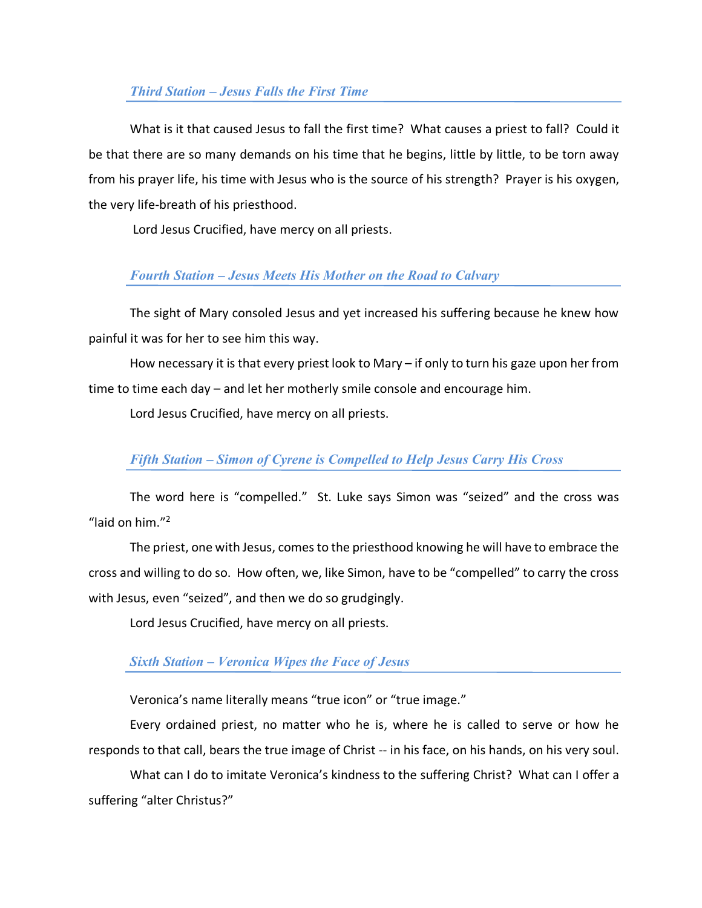### *Third Station – Jesus Falls the First Time*

What is it that caused Jesus to fall the first time? What causes a priest to fall? Could it be that there are so many demands on his time that he begins, little by little, to be torn away from his prayer life, his time with Jesus who is the source of his strength? Prayer is his oxygen, the very life-breath of his priesthood.

Lord Jesus Crucified, have mercy on all priests.

### *Fourth Station – Jesus Meets His Mother on the Road to Calvary*

The sight of Mary consoled Jesus and yet increased his suffering because he knew how painful it was for her to see him this way.

How necessary it is that every priest look to Mary – if only to turn his gaze upon her from time to time each day – and let her motherly smile console and encourage him.

Lord Jesus Crucified, have mercy on all priests.

### *Fifth Station – Simon of Cyrene is Compelled to Help Jesus Carry His Cross*

The word here is "compelled." St. Luke says Simon was "seized" and the cross was "laid on him."[2]

The priest, one with Jesus, comes to the priesthood knowing he will have to embrace the cross and willing to do so. How often, we, like Simon, have to be "compelled" to carry the cross with Jesus, even "seized", and then we do so grudgingly.

Lord Jesus Crucified, have mercy on all priests.

### *Sixth Station – Veronica Wipes the Face of Jesus*

Veronica's name literally means "true icon" or "true image."

Every ordained priest, no matter who he is, where he is called to serve or how he responds to that call, bears the true image of Christ -- in his face, on his hands, on his very soul.

What can I do to imitate Veronica's kindness to the suffering Christ? What can I offer a suffering "alter Christus?"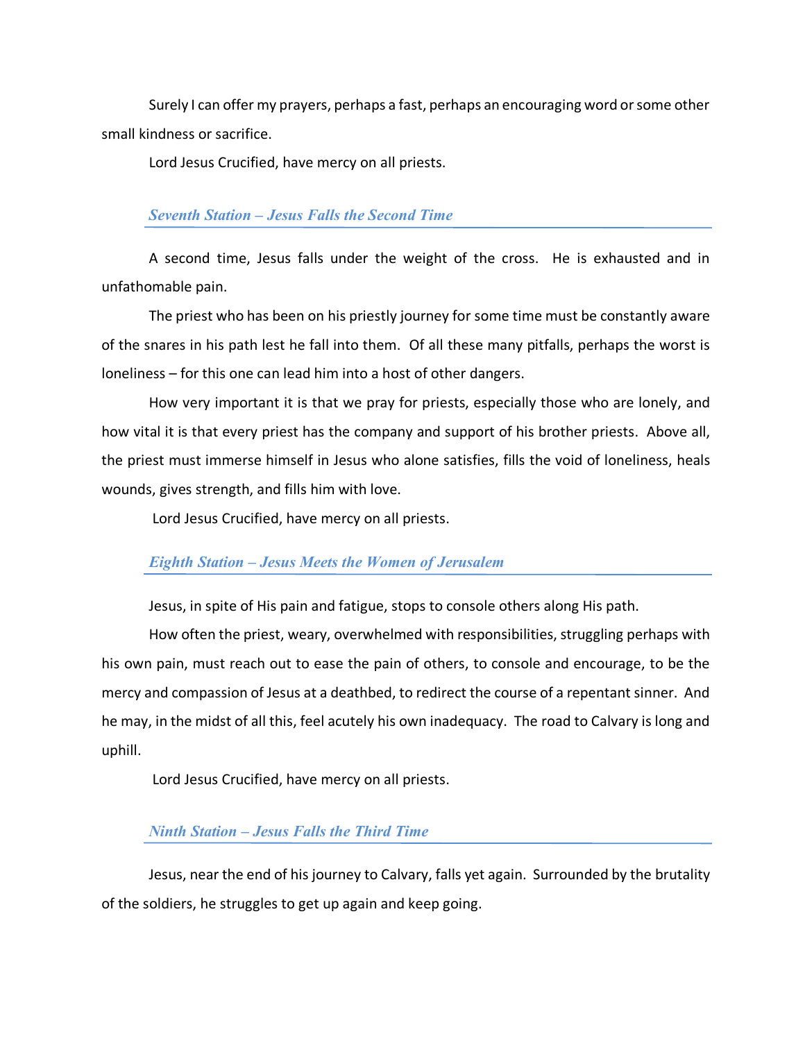Surely I can offer my prayers, perhaps a fast, perhaps an encouraging word or some other small kindness or sacrifice.

Lord Jesus Crucified, have mercy on all priests.

### *Seventh Station – Jesus Falls the Second Time*

A second time, Jesus falls under the weight of the cross. He is exhausted and in unfathomable pain.

The priest who has been on his priestly journey for some time must be constantly aware of the snares in his path lest he fall into them. Of all these many pitfalls, perhaps the worst is loneliness – for this one can lead him into a host of other dangers.

How very important it is that we pray for priests, especially those who are lonely, and how vital it is that every priest has the company and support of his brother priests. Above all, the priest must immerse himself in Jesus who alone satisfies, fills the void of loneliness, heals wounds, gives strength, and fills him with love.

Lord Jesus Crucified, have mercy on all priests.

### *Eighth Station – Jesus Meets the Women of Jerusalem*

Jesus, in spite of His pain and fatigue, stops to console others along His path.

How often the priest, weary, overwhelmed with responsibilities, struggling perhaps with his own pain, must reach out to ease the pain of others, to console and encourage, to be the mercy and compassion of Jesus at a deathbed, to redirect the course of a repentant sinner. And he may, in the midst of all this, feel acutely his own inadequacy. The road to Calvary is long and uphill.

Lord Jesus Crucified, have mercy on all priests.

### *Ninth Station – Jesus Falls the Third Time*

Jesus, near the end of his journey to Calvary, falls yet again. Surrounded by the brutality of the soldiers, he struggles to get up again and keep going.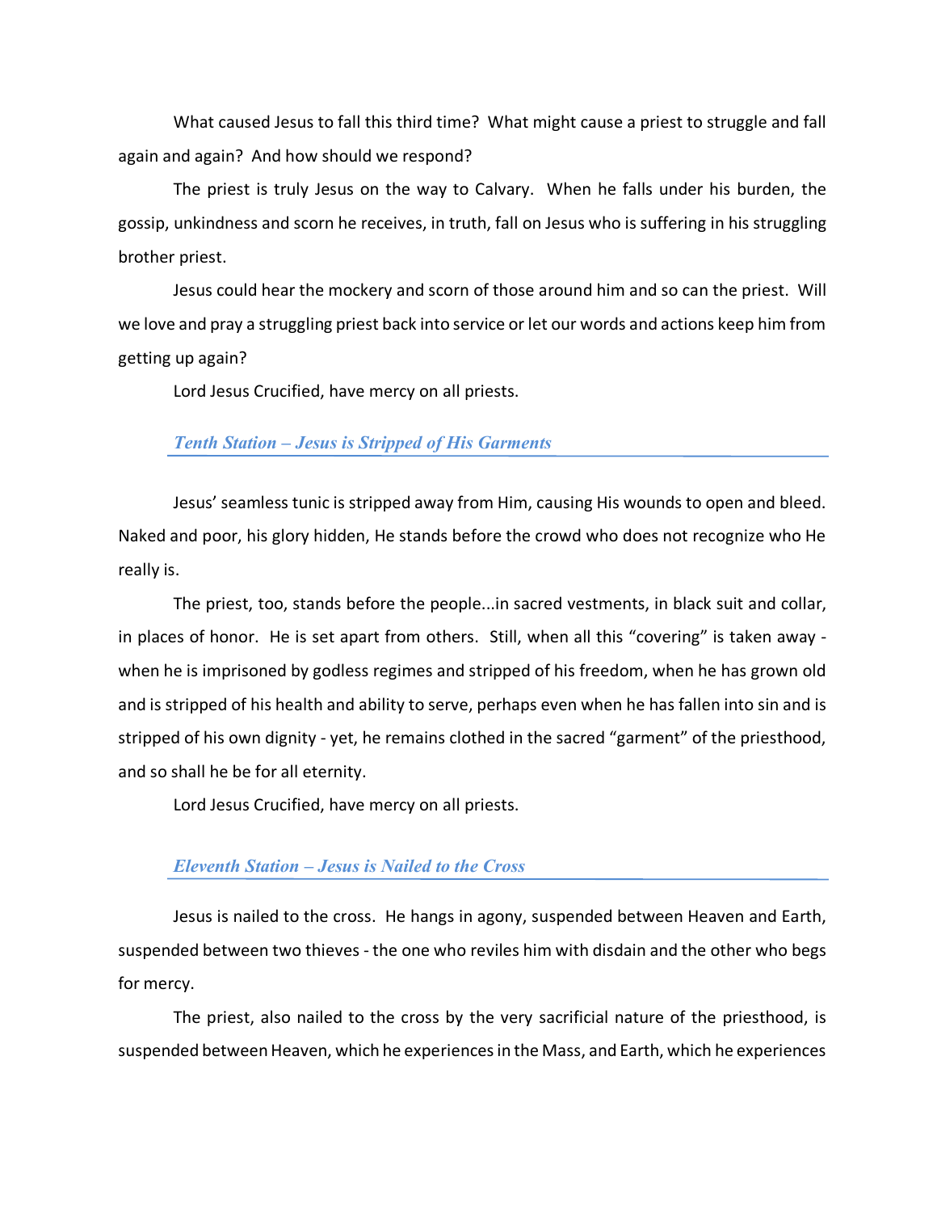What caused Jesus to fall this third time? What might cause a priest to struggle and fall again and again? And how should we respond?

The priest is truly Jesus on the way to Calvary. When he falls under his burden, the gossip, unkindness and scorn he receives, in truth, fall on Jesus who is suffering in his struggling brother priest.

Jesus could hear the mockery and scorn of those around him and so can the priest. Will we love and pray a struggling priest back into service or let our words and actions keep him from getting up again?

Lord Jesus Crucified, have mercy on all priests.

### *Tenth Station – Jesus is Stripped of His Garments*

Jesus' seamless tunic is stripped away from Him, causing His wounds to open and bleed. Naked and poor, his glory hidden, He stands before the crowd who does not recognize who He really is.

The priest, too, stands before the people...in sacred vestments, in black suit and collar, in places of honor. He is set apart from others. Still, when all this "covering" is taken away - when he is imprisoned by godless regimes and stripped of his freedom, when he has grown old and is stripped of his health and ability to serve, perhaps even when he has fallen into sin and is stripped of his own dignity - yet, he remains clothed in the sacred "garment" of the priesthood, and so shall he be for all eternity.

Lord Jesus Crucified, have mercy on all priests.

### *Eleventh Station – Jesus is Nailed to the Cross*

Jesus is nailed to the cross. He hangs in agony, suspended between Heaven and Earth, suspended between two thieves - the one who reviles him with disdain and the other who begs for mercy.

The priest, also nailed to the cross by the very sacrificial nature of the priesthood, is suspended between Heaven, which he experiences in the Mass, and Earth, which he experiences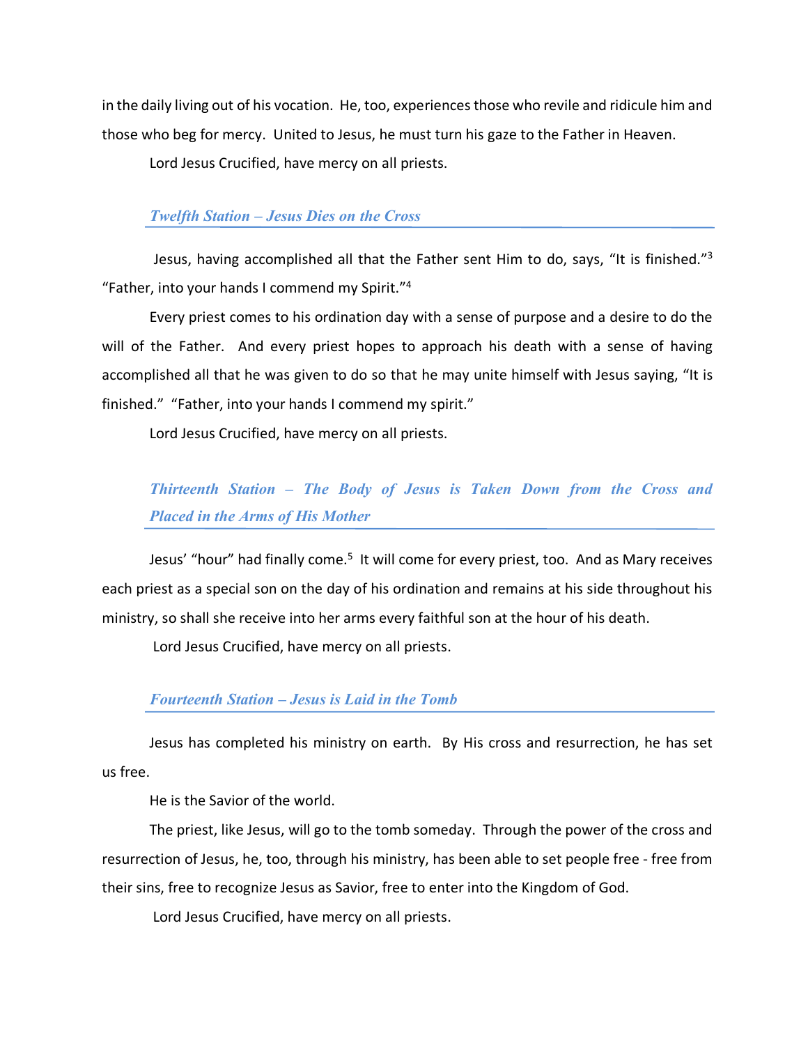in the daily living out of his vocation. He, too, experiences those who revile and ridicule him and those who beg for mercy. United to Jesus, he must turn his gaze to the Father in Heaven.

Lord Jesus Crucified, have mercy on all priests.

### *Twelfth Station – Jesus Dies on the Cross*

Jesus, having accomplished all that the Father sent Him to do, says, "It is finished."[3] "Father, into your hands I commend my Spirit."[4]

Every priest comes to his ordination day with a sense of purpose and a desire to do the will of the Father. And every priest hopes to approach his death with a sense of having accomplished all that he was given to do so that he may unite himself with Jesus saying, "It is finished." "Father, into your hands I commend my spirit."

Lord Jesus Crucified, have mercy on all priests.

### *Thirteenth Station – The Body of Jesus is Taken Down from the Cross and Placed in the Arms of His Mother*

Jesus' "hour" had finally come.[5] It will come for every priest, too. And as Mary receives each priest as a special son on the day of his ordination and remains at his side throughout his ministry, so shall she receive into her arms every faithful son at the hour of his death.

Lord Jesus Crucified, have mercy on all priests.

### *Fourteenth Station – Jesus is Laid in the Tomb*

Jesus has completed his ministry on earth. By His cross and resurrection, he has set us free.

He is the Savior of the world.

The priest, like Jesus, will go to the tomb someday. Through the power of the cross and resurrection of Jesus, he, too, through his ministry, has been able to set people free - free from their sins, free to recognize Jesus as Savior, free to enter into the Kingdom of God.

Lord Jesus Crucified, have mercy on all priests.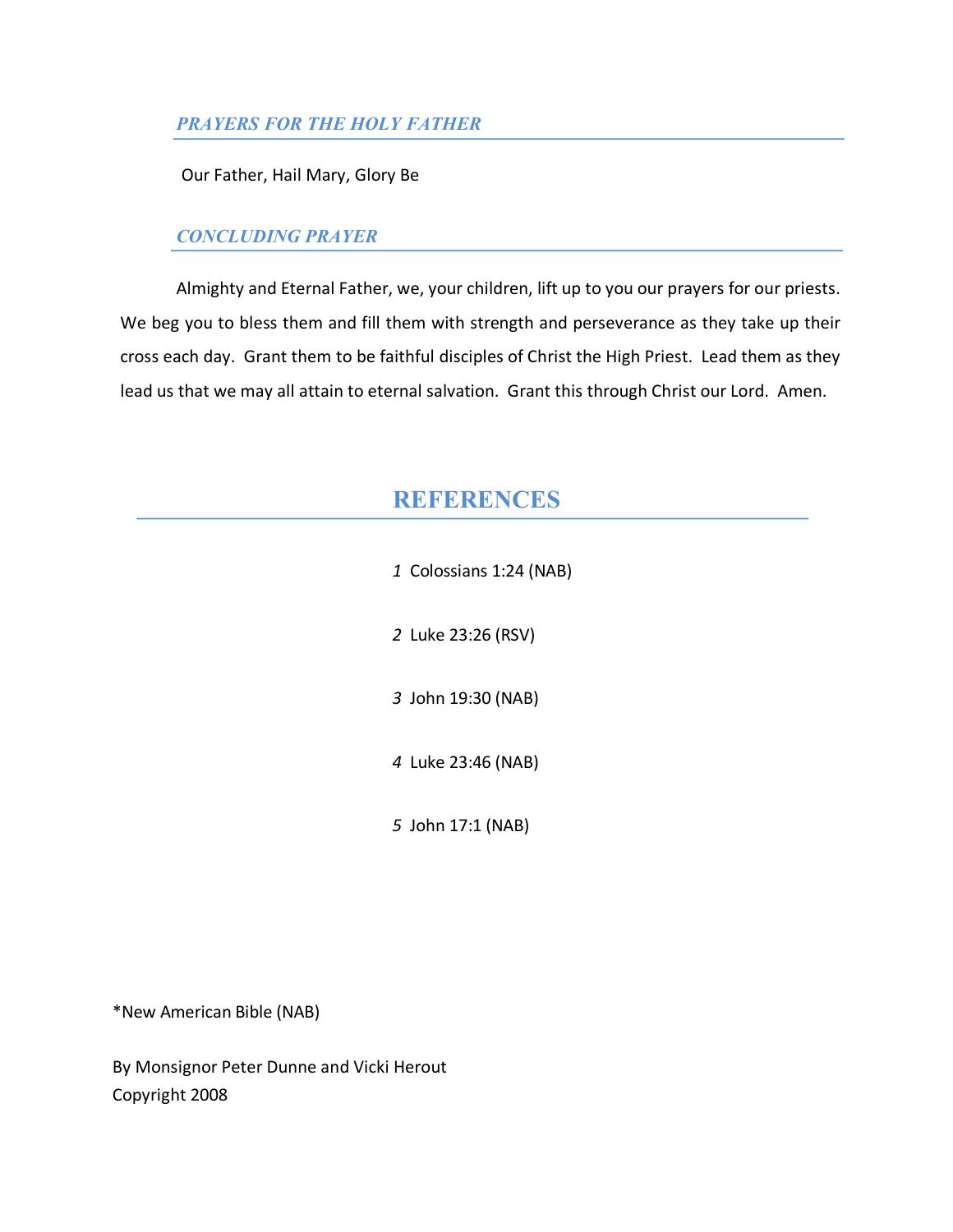### *PRAYERS FOR THE HOLY FATHER*

Our Father, Hail Mary, Glory Be

### *CONCLUDING PRAYER*

Almighty and Eternal Father, we, your children, lift up to you our prayers for our priests. We beg you to bless them and fill them with strength and perseverance as they take up their cross each day. Grant them to be faithful disciples of Christ the High Priest. Lead them as they lead us that we may all attain to eternal salvation. Grant this through Christ our Lord. Amen.

## REFERENCES

*1* Colossians 1:24 (NAB)

*2* Luke 23:26 (RSV)

*3* John 19:30 (NAB)

*4* Luke 23:46 (NAB)

*5* John 17:1 (NAB)

*New American Bible (NAB)

By Monsignor Peter Dunne and Vicki Herout
Copyright 2008